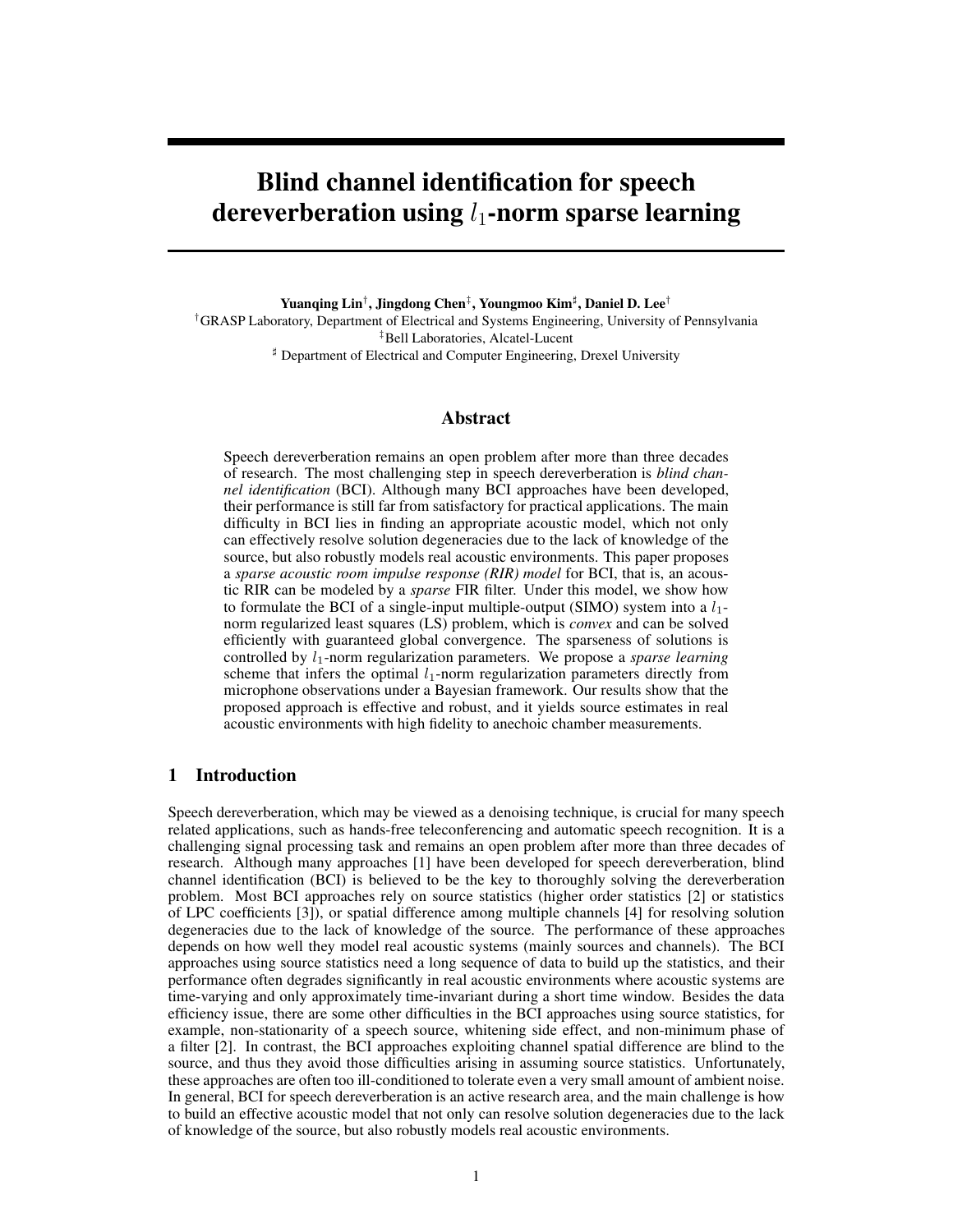// Blind channel identification for speech dereverberation using $l_1$-norm sparse learning

**Yuanqing Lin[†], Jingdong Chen[‡], Youngmoo Kim[♯], Daniel D. Lee[†]**

[†]GRASP Laboratory, Department of Electrical and Systems Engineering, University of Pennsylvania

[‡]Bell Laboratories, Alcatel-Lucent

[♯] Department of Electrical and Computer Engineering, Drexel University

## Abstract

Speech dereverberation remains an open problem after more than three decades of research. The most challenging step in speech dereverberation is *blind channel identification* (BCI). Although many BCI approaches have been developed, their performance is still far from satisfactory for practical applications. The main difficulty in BCI lies in finding an appropriate acoustic model, which not only can effectively resolve solution degeneracies due to the lack of knowledge of the source, but also robustly models real acoustic environments. This paper proposes a *sparse acoustic room impulse response (RIR) model* for BCI, that is, an acoustic RIR can be modeled by a *sparse* FIR filter. Under this model, we show how to formulate the BCI of a single-input multiple-output (SIMO) system into a $l_1$-norm regularized least squares (LS) problem, which is *convex* and can be solved efficiently with guaranteed global convergence. The sparseness of solutions is controlled by $l_1$-norm regularization parameters. We propose a *sparse learning* scheme that infers the optimal $l_1$-norm regularization parameters directly from microphone observations under a Bayesian framework. Our results show that the proposed approach is effective and robust, and it yields source estimates in real acoustic environments with high fidelity to anechoic chamber measurements.

## 1 Introduction

Speech dereverberation, which may be viewed as a denoising technique, is crucial for many speech related applications, such as hands-free teleconferencing and automatic speech recognition. It is a challenging signal processing task and remains an open problem after more than three decades of research. Although many approaches [1] have been developed for speech dereverberation, blind channel identification (BCI) is believed to be the key to thoroughly solving the dereverberation problem. Most BCI approaches rely on source statistics (higher order statistics [2] or statistics of LPC coefficients [3]), or spatial difference among multiple channels [4] for resolving solution degeneracies due to the lack of knowledge of the source. The performance of these approaches depends on how well they model real acoustic systems (mainly sources and channels). The BCI approaches using source statistics need a long sequence of data to build up the statistics, and their performance often degrades significantly in real acoustic environments where acoustic systems are time-varying and only approximately time-invariant during a short time window. Besides the data efficiency issue, there are some other difficulties in the BCI approaches using source statistics, for example, non-stationarity of a speech source, whitening side effect, and non-minimum phase of a filter [2]. In contrast, the BCI approaches exploiting channel spatial difference are blind to the source, and thus they avoid those difficulties arising in assuming source statistics. Unfortunately, these approaches are often too ill-conditioned to tolerate even a very small amount of ambient noise. In general, BCI for speech dereverberation is an active research area, and the main challenge is how to build an effective acoustic model that not only can resolve solution degeneracies due to the lack of knowledge of the source, but also robustly models real acoustic environments.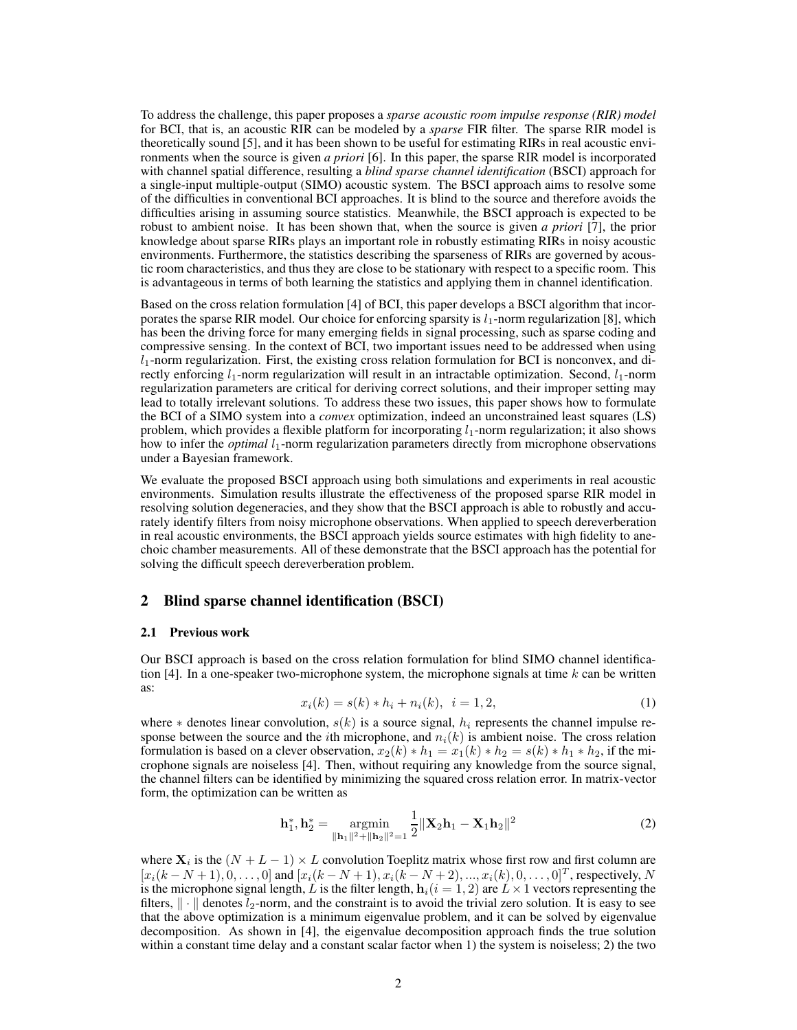To address the challenge, this paper proposes a *sparse acoustic room impulse response (RIR) model* for BCI, that is, an acoustic RIR can be modeled by a *sparse* FIR filter. The sparse RIR model is theoretically sound [5], and it has been shown to be useful for estimating RIRs in real acoustic environments when the source is given *a priori* [6]. In this paper, the sparse RIR model is incorporated with channel spatial difference, resulting a *blind sparse channel identification* (BSCI) approach for a single-input multiple-output (SIMO) acoustic system. The BSCI approach aims to resolve some of the difficulties in conventional BCI approaches. It is blind to the source and therefore avoids the difficulties arising in assuming source statistics. Meanwhile, the BSCI approach is expected to be robust to ambient noise. It has been shown that, when the source is given *a priori* [7], the prior knowledge about sparse RIRs plays an important role in robustly estimating RIRs in noisy acoustic environments. Furthermore, the statistics describing the sparseness of RIRs are governed by acoustic room characteristics, and thus they are close to be stationary with respect to a specific room. This is advantageous in terms of both learning the statistics and applying them in channel identification.

Based on the cross relation formulation [4] of BCI, this paper develops a BSCI algorithm that incorporates the sparse RIR model. Our choice for enforcing sparsity is $l_1$-norm regularization [8], which has been the driving force for many emerging fields in signal processing, such as sparse coding and compressive sensing. In the context of BCI, two important issues need to be addressed when using $l_1$-norm regularization. First, the existing cross relation formulation for BCI is nonconvex, and directly enforcing $l_1$-norm regularization will result in an intractable optimization. Second, $l_1$-norm regularization parameters are critical for deriving correct solutions, and their improper setting may lead to totally irrelevant solutions. To address these two issues, this paper shows how to formulate the BCI of a SIMO system into a *convex* optimization, indeed an unconstrained least squares (LS) problem, which provides a flexible platform for incorporating $l_1$-norm regularization; it also shows how to infer the *optimal* $l_1$-norm regularization parameters directly from microphone observations under a Bayesian framework.

We evaluate the proposed BSCI approach using both simulations and experiments in real acoustic environments. Simulation results illustrate the effectiveness of the proposed sparse RIR model in resolving solution degeneracies, and they show that the BSCI approach is able to robustly and accurately identify filters from noisy microphone observations. When applied to speech dereverberation in real acoustic environments, the BSCI approach yields source estimates with high fidelity to anechoic chamber measurements. All of these demonstrate that the BSCI approach has the potential for solving the difficult speech dereverberation problem.

## 2 Blind sparse channel identification (BSCI)

### 2.1 Previous work

Our BSCI approach is based on the cross relation formulation for blind SIMO channel identification [4]. In a one-speaker two-microphone system, the microphone signals at time $k$ can be written as:

$$x_i(k) = s(k) * h_i + n_i(k), \quad i = 1, 2, \tag{1}$$

where $*$ denotes linear convolution, $s(k)$ is a source signal, $h_i$ represents the channel impulse response between the source and the $i$th microphone, and $n_i(k)$ is ambient noise. The cross relation formulation is based on a clever observation, $x_2(k) * h_1 = x_1(k) * h_2 = s(k) * h_1 * h_2$, if the microphone signals are noiseless [4]. Then, without requiring any knowledge from the source signal, the channel filters can be identified by minimizing the squared cross relation error. In matrix-vector form, the optimization can be written as

$$\mathbf{h}_1^*, \mathbf{h}_2^* = \underset{\|\mathbf{h}_1\|^2 + \|\mathbf{h}_2\|^2 = 1}{\operatorname{argmin}} \frac{1}{2} \|\mathbf{X}_2 \mathbf{h}_1 - \mathbf{X}_1 \mathbf{h}_2\|^2 \tag{2}$$

where $\mathbf{X}_i$ is the $(N + L - 1) \times L$ convolution Toeplitz matrix whose first row and first column are $[x_i(k - N + 1), 0, \ldots, 0]$ and $[x_i(k - N + 1), x_i(k - N + 2), ..., x_i(k), 0, \ldots, 0]^T$, respectively, $N$ is the microphone signal length, $L$ is the filter length, $\mathbf{h}_i (i = 1, 2)$ are $L \times 1$ vectors representing the filters, $\| \cdot \|$ denotes $l_2$-norm, and the constraint is to avoid the trivial zero solution. It is easy to see that the above optimization is a minimum eigenvalue problem, and it can be solved by eigenvalue decomposition. As shown in [4], the eigenvalue decomposition approach finds the true solution within a constant time delay and a constant scalar factor when 1) the system is noiseless; 2) the two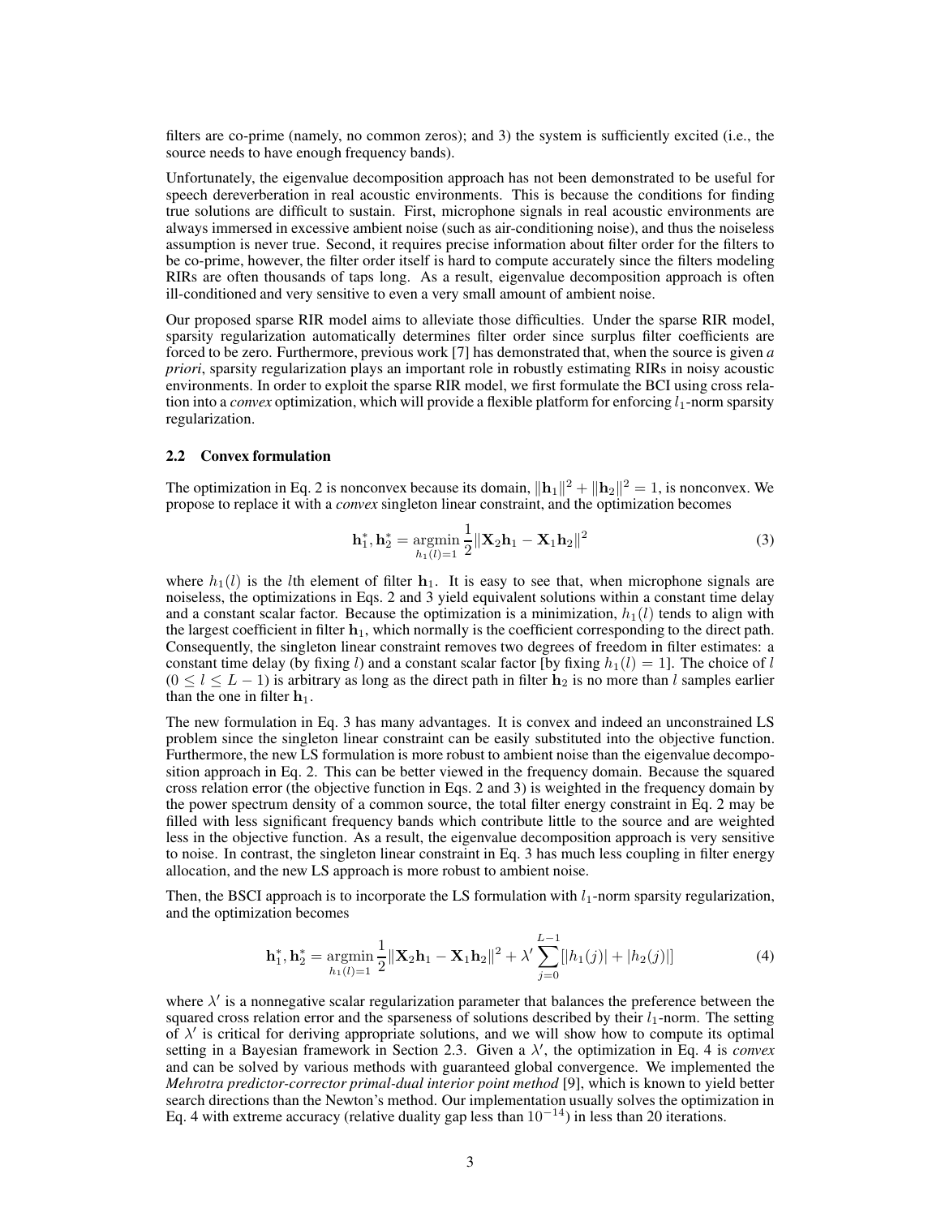filters are co-prime (namely, no common zeros); and 3) the system is sufficiently excited (i.e., the source needs to have enough frequency bands).

Unfortunately, the eigenvalue decomposition approach has not been demonstrated to be useful for speech dereverberation in real acoustic environments. This is because the conditions for finding true solutions are difficult to sustain. First, microphone signals in real acoustic environments are always immersed in excessive ambient noise (such as air-conditioning noise), and thus the noiseless assumption is never true. Second, it requires precise information about filter order for the filters to be co-prime, however, the filter order itself is hard to compute accurately since the filters modeling RIRs are often thousands of taps long. As a result, eigenvalue decomposition approach is often ill-conditioned and very sensitive to even a very small amount of ambient noise.

Our proposed sparse RIR model aims to alleviate those difficulties. Under the sparse RIR model, sparsity regularization automatically determines filter order since surplus filter coefficients are forced to be zero. Furthermore, previous work [7] has demonstrated that, when the source is given *a priori*, sparsity regularization plays an important role in robustly estimating RIRs in noisy acoustic environments. In order to exploit the sparse RIR model, we first formulate the BCI using cross relation into a *convex* optimization, which will provide a flexible platform for enforcing $l_1$-norm sparsity regularization.

### 2.2 Convex formulation

The optimization in Eq. 2 is nonconvex because its domain, $\|\mathbf{h}_1\|^2 + \|\mathbf{h}_2\|^2 = 1$, is nonconvex. We propose to replace it with a *convex* singleton linear constraint, and the optimization becomes

$$\mathbf{h}_1^*, \mathbf{h}_2^* = \underset{h_1(l)=1}{\operatorname{argmin}} \frac{1}{2}\|\mathbf{X}_2\mathbf{h}_1 - \mathbf{X}_1\mathbf{h}_2\|^2 \tag{3}$$

where $h_1(l)$ is the $l$th element of filter $\mathbf{h}_1$. It is easy to see that, when microphone signals are noiseless, the optimizations in Eqs. 2 and 3 yield equivalent solutions within a constant time delay and a constant scalar factor. Because the optimization is a minimization, $h_1(l)$ tends to align with the largest coefficient in filter $\mathbf{h}_1$, which normally is the coefficient corresponding to the direct path. Consequently, the singleton linear constraint removes two degrees of freedom in filter estimates: a constant time delay (by fixing $l$) and a constant scalar factor [by fixing $h_1(l) = 1$]. The choice of $l$ ($0 \leq l \leq L-1$) is arbitrary as long as the direct path in filter $\mathbf{h}_2$ is no more than $l$ samples earlier than the one in filter $\mathbf{h}_1$.

The new formulation in Eq. 3 has many advantages. It is convex and indeed an unconstrained LS problem since the singleton linear constraint can be easily substituted into the objective function. Furthermore, the new LS formulation is more robust to ambient noise than the eigenvalue decomposition approach in Eq. 2. This can be better viewed in the frequency domain. Because the squared cross relation error (the objective function in Eqs. 2 and 3) is weighted in the frequency domain by the power spectrum density of a common source, the total filter energy constraint in Eq. 2 may be filled with less significant frequency bands which contribute little to the source and are weighted less in the objective function. As a result, the eigenvalue decomposition approach is very sensitive to noise. In contrast, the singleton linear constraint in Eq. 3 has much less coupling in filter energy allocation, and the new LS approach is more robust to ambient noise.

Then, the BSCI approach is to incorporate the LS formulation with $l_1$-norm sparsity regularization, and the optimization becomes

$$\mathbf{h}_1^*, \mathbf{h}_2^* = \underset{h_1(l)=1}{\operatorname{argmin}} \frac{1}{2}\|\mathbf{X}_2\mathbf{h}_1 - \mathbf{X}_1\mathbf{h}_2\|^2 + \lambda' \sum_{j=0}^{L-1}[|h_1(j)| + |h_2(j)|] \tag{4}$$

where $\lambda'$ is a nonnegative scalar regularization parameter that balances the preference between the squared cross relation error and the sparseness of solutions described by their $l_1$-norm. The setting of $\lambda'$ is critical for deriving appropriate solutions, and we will show how to compute its optimal setting in a Bayesian framework in Section 2.3. Given a $\lambda'$, the optimization in Eq. 4 is *convex* and can be solved by various methods with guaranteed global convergence. We implemented the *Mehrotra predictor-corrector primal-dual interior point method* [9], which is known to yield better search directions than the Newton's method. Our implementation usually solves the optimization in Eq. 4 with extreme accuracy (relative duality gap less than $10^{-14}$) in less than 20 iterations.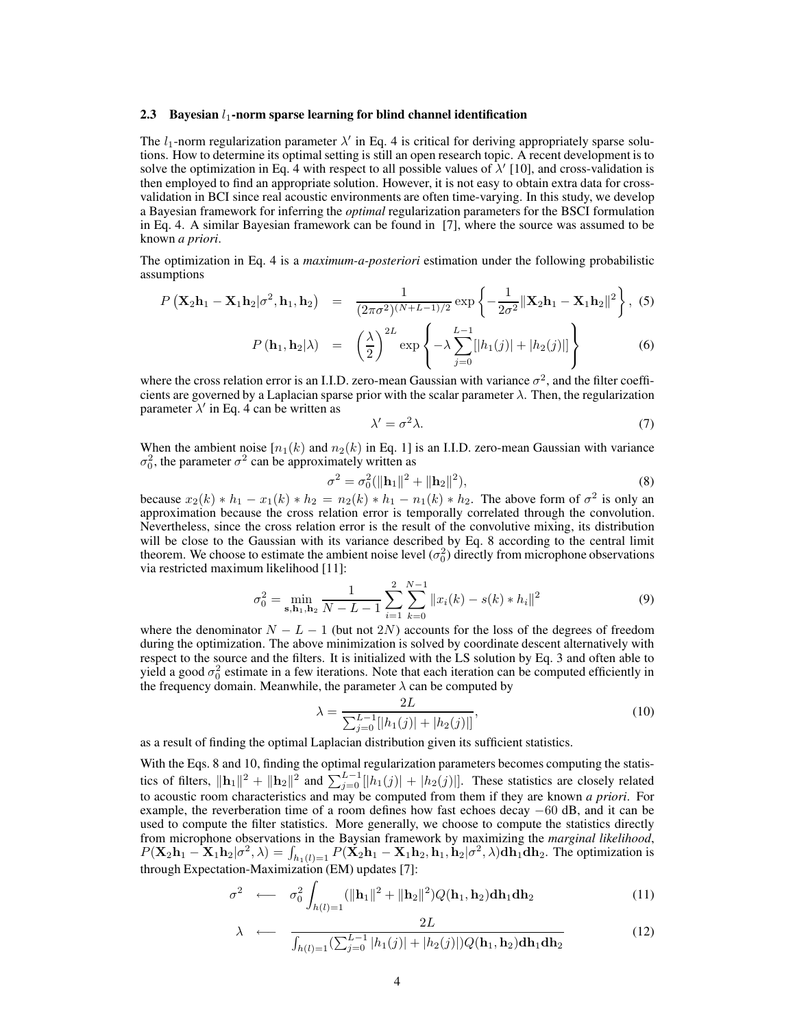### 2.3 Bayesian $l_1$-norm sparse learning for blind channel identification

The $l_1$-norm regularization parameter $\lambda'$ in Eq. 4 is critical for deriving appropriately sparse solutions. How to determine its optimal setting is still an open research topic. A recent development is to solve the optimization in Eq. 4 with respect to all possible values of $\lambda'$ [10], and cross-validation is then employed to find an appropriate solution. However, it is not easy to obtain extra data for cross-validation in BCI since real acoustic environments are often time-varying. In this study, we develop a Bayesian framework for inferring the *optimal* regularization parameters for the BSCI formulation in Eq. 4. A similar Bayesian framework can be found in [7], where the source was assumed to be known *a priori*.

The optimization in Eq. 4 is a *maximum-a-posteriori* estimation under the following probabilistic assumptions

$$P\left(\mathbf{X}_2\mathbf{h}_1 - \mathbf{X}_1\mathbf{h}_2|\sigma^2, \mathbf{h}_1, \mathbf{h}_2\right) = \frac{1}{(2\pi\sigma^2)^{(N+L-1)/2}} \exp\left\{-\frac{1}{2\sigma^2}\|\mathbf{X}_2\mathbf{h}_1 - \mathbf{X}_1\mathbf{h}_2\|^2\right\}, \quad (5)$$

$$P\left(\mathbf{h}_1, \mathbf{h}_2|\lambda\right) = \left(\frac{\lambda}{2}\right)^{2L} \exp\left\{-\lambda\sum_{j=0}^{L-1}[|h_1(j)| + |h_2(j)|]\right\} \quad (6)$$

where the cross relation error is an I.I.D. zero-mean Gaussian with variance $\sigma^2$, and the filter coefficients are governed by a Laplacian sparse prior with the scalar parameter $\lambda$. Then, the regularization parameter $\lambda'$ in Eq. 4 can be written as

$$\lambda' = \sigma^2\lambda. \quad (7)$$

When the ambient noise [$n_1(k)$ and $n_2(k)$ in Eq. 1] is an I.I.D. zero-mean Gaussian with variance $\sigma_0^2$, the parameter $\sigma^2$ can be approximately written as

$$\sigma^2 = \sigma_0^2(\|\mathbf{h}_1\|^2 + \|\mathbf{h}_2\|^2), \quad (8)$$

because $x_2(k) * h_1 - x_1(k) * h_2 = n_2(k) * h_1 - n_1(k) * h_2$. The above form of $\sigma^2$ is only an approximation because the cross relation error is temporally correlated through the convolution. Nevertheless, since the cross relation error is the result of the convolutive mixing, its distribution will be close to the Gaussian with its variance described by Eq. 8 according to the central limit theorem. We choose to estimate the ambient noise level ($\sigma_0^2$) directly from microphone observations via restricted maximum likelihood [11]:

$$\sigma_0^2 = \min_{\mathbf{s},\mathbf{h}_1,\mathbf{h}_2} \frac{1}{N-L-1}\sum_{i=1}^{2}\sum_{k=0}^{N-1}\|x_i(k) - s(k) * h_i\|^2 \quad (9)$$

where the denominator $N - L - 1$ (but not $2N$) accounts for the loss of the degrees of freedom during the optimization. The above minimization is solved by coordinate descent alternatively with respect to the source and the filters. It is initialized with the LS solution by Eq. 3 and often able to yield a good $\sigma_0^2$ estimate in a few iterations. Note that each iteration can be computed efficiently in the frequency domain. Meanwhile, the parameter $\lambda$ can be computed by

$$\lambda = \frac{2L}{\sum_{j=0}^{L-1}[|h_1(j)| + |h_2(j)|]}, \quad (10)$$

as a result of finding the optimal Laplacian distribution given its sufficient statistics.

With the Eqs. 8 and 10, finding the optimal regularization parameters becomes computing the statistics of filters, $\|\mathbf{h}_1\|^2 + \|\mathbf{h}_2\|^2$ and $\sum_{j=0}^{L-1}[|h_1(j)| + |h_2(j)|]$. These statistics are closely related to acoustic room characteristics and may be computed from them if they are known *a priori*. For example, the reverberation time of a room defines how fast echoes decay $-60$ dB, and it can be used to compute the filter statistics. More generally, we choose to compute the statistics directly from microphone observations in the Baysian framework by maximizing the *marginal likelihood*, $P(\mathbf{X}_2\mathbf{h}_1 - \mathbf{X}_1\mathbf{h}_2|\sigma^2, \lambda) = \int_{h_1(l)=1} P(\mathbf{X}_2\mathbf{h}_1 - \mathbf{X}_1\mathbf{h}_2, \mathbf{h}_1, \mathbf{h}_2|\sigma^2, \lambda)\mathbf{dh}_1\mathbf{dh}_2$. The optimization is through Expectation-Maximization (EM) updates [7]:

$$\sigma^2 \longleftarrow \sigma_0^2\int_{h(l)=1}(\|\mathbf{h}_1\|^2 + \|\mathbf{h}_2\|^2)Q(\mathbf{h}_1, \mathbf{h}_2)\mathbf{dh}_1\mathbf{dh}_2 \quad (11)$$

$$\lambda \longleftarrow \frac{2L}{\int_{h(l)=1}(\sum_{j=0}^{L-1}|h_1(j)| + |h_2(j)|)Q(\mathbf{h}_1, \mathbf{h}_2)\mathbf{dh}_1\mathbf{dh}_2} \quad (12)$$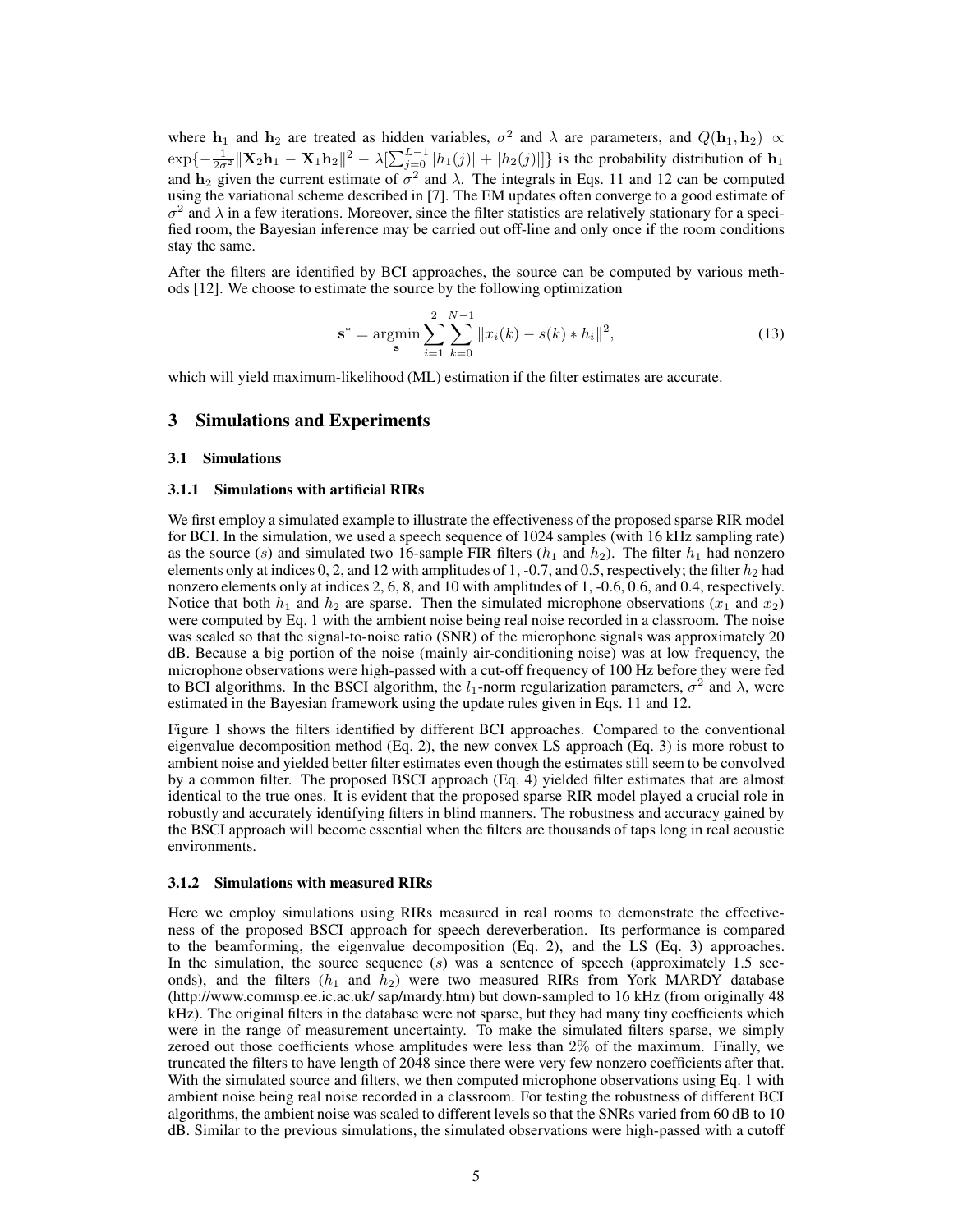where $\mathbf{h}_1$ and $\mathbf{h}_2$ are treated as hidden variables, $\sigma^2$ and $\lambda$ are parameters, and $Q(\mathbf{h}_1, \mathbf{h}_2) \propto \exp\{-\frac{1}{2\sigma^2}\|\mathbf{X}_2\mathbf{h}_1 - \mathbf{X}_1\mathbf{h}_2\|^2 - \lambda[\sum_{j=0}^{L-1}|h_1(j)| + |h_2(j)|]\}$ is the probability distribution of $\mathbf{h}_1$ and $\mathbf{h}_2$ given the current estimate of $\sigma^2$ and $\lambda$. The integrals in Eqs. 11 and 12 can be computed using the variational scheme described in [7]. The EM updates often converge to a good estimate of $\sigma^2$ and $\lambda$ in a few iterations. Moreover, since the filter statistics are relatively stationary for a specified room, the Bayesian inference may be carried out off-line and only once if the room conditions stay the same.

After the filters are identified by BCI approaches, the source can be computed by various methods [12]. We choose to estimate the source by the following optimization

$$\mathbf{s}^* = \underset{\mathbf{s}}{\operatorname{argmin}} \sum_{i=1}^{2} \sum_{k=0}^{N-1} \|x_i(k) - s(k) * h_i\|^2, \tag{13}$$

which will yield maximum-likelihood (ML) estimation if the filter estimates are accurate.

## 3 Simulations and Experiments

### 3.1 Simulations

#### 3.1.1 Simulations with artificial RIRs

We first employ a simulated example to illustrate the effectiveness of the proposed sparse RIR model for BCI. In the simulation, we used a speech sequence of 1024 samples (with 16 kHz sampling rate) as the source ($s$) and simulated two 16-sample FIR filters ($h_1$ and $h_2$). The filter $h_1$ had nonzero elements only at indices 0, 2, and 12 with amplitudes of 1, -0.7, and 0.5, respectively; the filter $h_2$ had nonzero elements only at indices 2, 6, 8, and 10 with amplitudes of 1, -0.6, 0.6, and 0.4, respectively. Notice that both $h_1$ and $h_2$ are sparse. Then the simulated microphone observations ($x_1$ and $x_2$) were computed by Eq. 1 with the ambient noise being real noise recorded in a classroom. The noise was scaled so that the signal-to-noise ratio (SNR) of the microphone signals was approximately 20 dB. Because a big portion of the noise (mainly air-conditioning noise) was at low frequency, the microphone observations were high-passed with a cut-off frequency of 100 Hz before they were fed to BCI algorithms. In the BSCI algorithm, the $l_1$-norm regularization parameters, $\sigma^2$ and $\lambda$, were estimated in the Bayesian framework using the update rules given in Eqs. 11 and 12.

Figure 1 shows the filters identified by different BCI approaches. Compared to the conventional eigenvalue decomposition method (Eq. 2), the new convex LS approach (Eq. 3) is more robust to ambient noise and yielded better filter estimates even though the estimates still seem to be convolved by a common filter. The proposed BSCI approach (Eq. 4) yielded filter estimates that are almost identical to the true ones. It is evident that the proposed sparse RIR model played a crucial role in robustly and accurately identifying filters in blind manners. The robustness and accuracy gained by the BSCI approach will become essential when the filters are thousands of taps long in real acoustic environments.

#### 3.1.2 Simulations with measured RIRs

Here we employ simulations using RIRs measured in real rooms to demonstrate the effectiveness of the proposed BSCI approach for speech dereverberation. Its performance is compared to the beamforming, the eigenvalue decomposition (Eq. 2), and the LS (Eq. 3) approaches. In the simulation, the source sequence ($s$) was a sentence of speech (approximately 1.5 seconds), and the filters ($h_1$ and $h_2$) were two measured RIRs from York MARDY database (http://www.commsp.ee.ic.ac.uk/ sap/mardy.htm) but down-sampled to 16 kHz (from originally 48 kHz). The original filters in the database were not sparse, but they had many tiny coefficients which were in the range of measurement uncertainty. To make the simulated filters sparse, we simply zeroed out those coefficients whose amplitudes were less than 2% of the maximum. Finally, we truncated the filters to have length of 2048 since there were very few nonzero coefficients after that. With the simulated source and filters, we then computed microphone observations using Eq. 1 with ambient noise being real noise recorded in a classroom. For testing the robustness of different BCI algorithms, the ambient noise was scaled to different levels so that the SNRs varied from 60 dB to 10 dB. Similar to the previous simulations, the simulated observations were high-passed with a cutoff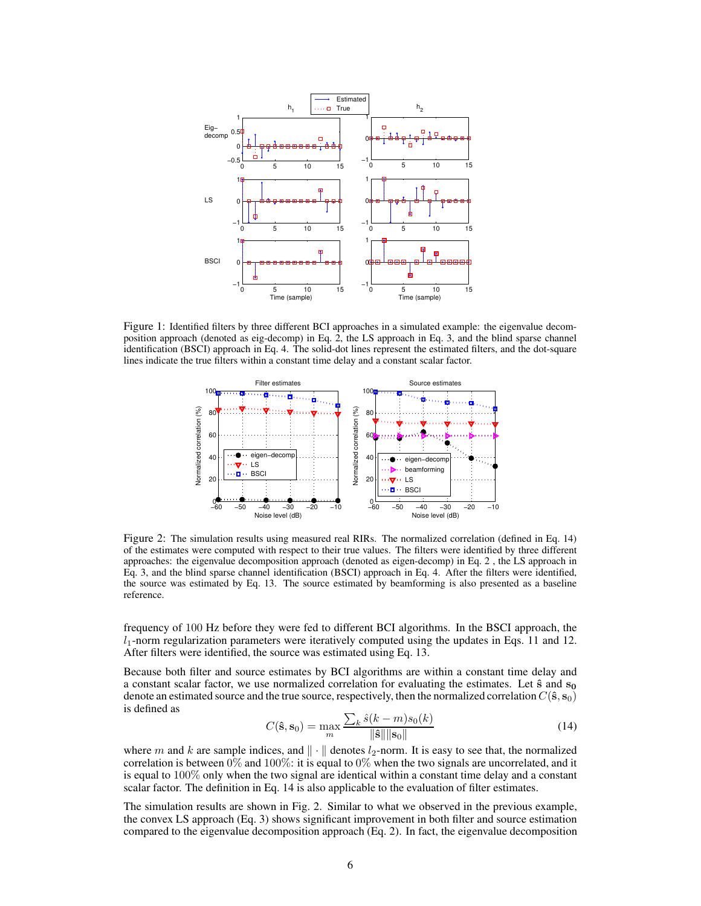Figure 1: Identified filters by three different BCI approaches in a simulated example: the eigenvalue decomposition approach (denoted as eig-decomp) in Eq. 2, the LS approach in Eq. 3, and the blind sparse channel identification (BSCI) approach in Eq. 4. The solid-dot lines represent the estimated filters, and the dot-square lines indicate the true filters within a constant time delay and a constant scalar factor.

Figure 2: The simulation results using measured real RIRs. The normalized correlation (defined in Eq. 14) of the estimates were computed with respect to their true values. The filters were identified by three different approaches: the eigenvalue decomposition approach (denoted as eigen-decomp) in Eq. 2 , the LS approach in Eq. 3, and the blind sparse channel identification (BSCI) approach in Eq. 4. After the filters were identified, the source was estimated by Eq. 13. The source estimated by beamforming is also presented as a baseline reference.

frequency of 100 Hz before they were fed to different BCI algorithms. In the BSCI approach, the $l_1$-norm regularization parameters were iteratively computed using the updates in Eqs. 11 and 12. After filters were identified, the source was estimated using Eq. 13.

Because both filter and source estimates by BCI algorithms are within a constant time delay and a constant scalar factor, we use normalized correlation for evaluating the estimates. Let $\hat{\mathbf{s}}$ and $\mathbf{s_0}$ denote an estimated source and the true source, respectively, then the normalized correlation $C(\hat{\mathbf{s}}, \mathbf{s}_0)$ is defined as

$$C(\hat{\mathbf{s}}, \mathbf{s_0}) = \max_m \frac{\sum_k \hat{s}(k-m)s_0(k)}{\|\hat{\mathbf{s}}\|\|\mathbf{s_0}\|} \tag{14}$$

where $m$ and $k$ are sample indices, and $\|\cdot\|$ denotes $l_2$-norm. It is easy to see that, the normalized correlation is between $0\%$ and $100\%$: it is equal to $0\%$ when the two signals are uncorrelated, and it is equal to $100\%$ only when the two signal are identical within a constant time delay and a constant scalar factor. The definition in Eq. 14 is also applicable to the evaluation of filter estimates.

The simulation results are shown in Fig. 2. Similar to what we observed in the previous example, the convex LS approach (Eq. 3) shows significant improvement in both filter and source estimation compared to the eigenvalue decomposition approach (Eq. 2). In fact, the eigenvalue decomposition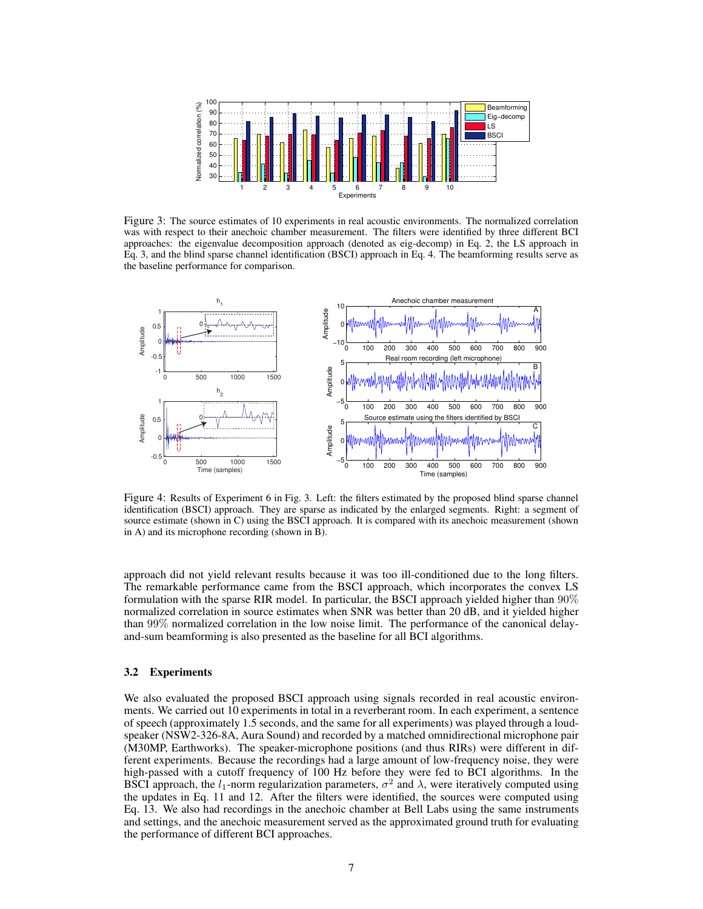Figure 3: The source estimates of 10 experiments in real acoustic environments. The normalized correlation was with respect to their anechoic chamber measurement. The filters were identified by three different BCI approaches: the eigenvalue decomposition approach (denoted as eig-decomp) in Eq. 2, the LS approach in Eq. 3, and the blind sparse channel identification (BSCI) approach in Eq. 4. The beamforming results serve as the baseline performance for comparison.

Figure 4: Results of Experiment 6 in Fig. 3. Left: the filters estimated by the proposed blind sparse channel identification (BSCI) approach. They are sparse as indicated by the enlarged segments. Right: a segment of source estimate (shown in C) using the BSCI approach. It is compared with its anechoic measurement (shown in A) and its microphone recording (shown in B).

approach did not yield relevant results because it was too ill-conditioned due to the long filters. The remarkable performance came from the BSCI approach, which incorporates the convex LS formulation with the sparse RIR model. In particular, the BSCI approach yielded higher than 90% normalized correlation in source estimates when SNR was better than 20 dB, and it yielded higher than 99% normalized correlation in the low noise limit. The performance of the canonical delay-and-sum beamforming is also presented as the baseline for all BCI algorithms.

### 3.2 Experiments

We also evaluated the proposed BSCI approach using signals recorded in real acoustic environments. We carried out 10 experiments in total in a reverberant room. In each experiment, a sentence of speech (approximately 1.5 seconds, and the same for all experiments) was played through a loudspeaker (NSW2-326-8A, Aura Sound) and recorded by a matched omnidirectional microphone pair (M30MP, Earthworks). The speaker-microphone positions (and thus RIRs) were different in different experiments. Because the recordings had a large amount of low-frequency noise, they were high-passed with a cutoff frequency of 100 Hz before they were fed to BCI algorithms. In the BSCI approach, the $l_1$-norm regularization parameters, $\sigma^2$ and $\lambda$, were iteratively computed using the updates in Eq. 11 and 12. After the filters were identified, the sources were computed using Eq. 13. We also had recordings in the anechoic chamber at Bell Labs using the same instruments and settings, and the anechoic measurement served as the approximated ground truth for evaluating the performance of different BCI approaches.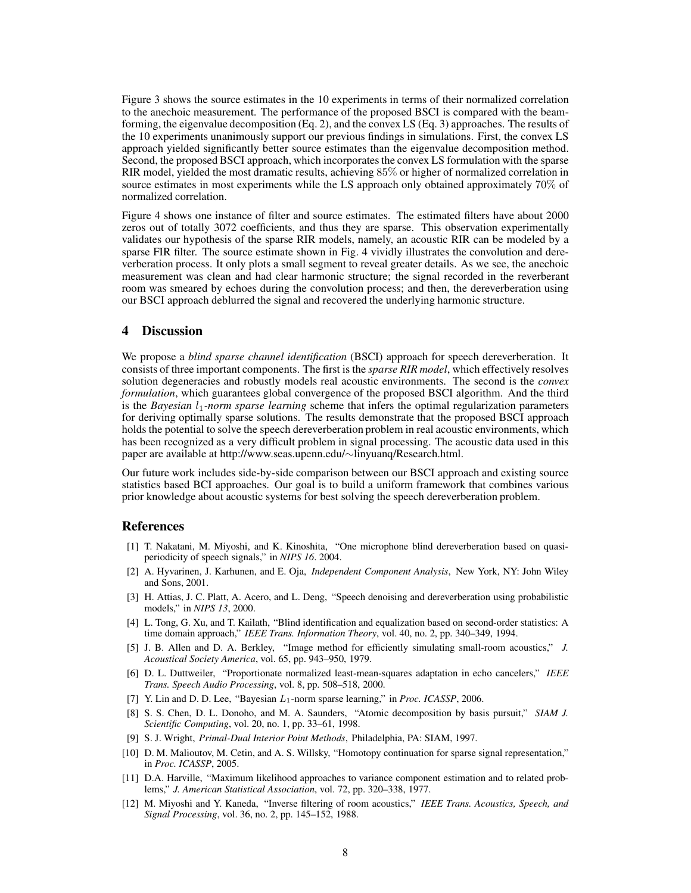Figure 3 shows the source estimates in the 10 experiments in terms of their normalized correlation to the anechoic measurement. The performance of the proposed BSCI is compared with the beamforming, the eigenvalue decomposition (Eq. 2), and the convex LS (Eq. 3) approaches. The results of the 10 experiments unanimously support our previous findings in simulations. First, the convex LS approach yielded significantly better source estimates than the eigenvalue decomposition method. Second, the proposed BSCI approach, which incorporates the convex LS formulation with the sparse RIR model, yielded the most dramatic results, achieving $85\%$ or higher of normalized correlation in source estimates in most experiments while the LS approach only obtained approximately $70\%$ of normalized correlation.

Figure 4 shows one instance of filter and source estimates. The estimated filters have about 2000 zeros out of totally 3072 coefficients, and thus they are sparse. This observation experimentally validates our hypothesis of the sparse RIR models, namely, an acoustic RIR can be modeled by a sparse FIR filter. The source estimate shown in Fig. 4 vividly illustrates the convolution and dereverberation process. It only plots a small segment to reveal greater details. As we see, the anechoic measurement was clean and had clear harmonic structure; the signal recorded in the reverberant room was smeared by echoes during the convolution process; and then, the dereverberation using our BSCI approach deblurred the signal and recovered the underlying harmonic structure.

## 4 Discussion

We propose a *blind sparse channel identification* (BSCI) approach for speech dereverberation. It consists of three important components. The first is the *sparse RIR model*, which effectively resolves solution degeneracies and robustly models real acoustic environments. The second is the *convex formulation*, which guarantees global convergence of the proposed BSCI algorithm. And the third is the *Bayesian $l_1$-norm sparse learning* scheme that infers the optimal regularization parameters for deriving optimally sparse solutions. The results demonstrate that the proposed BSCI approach holds the potential to solve the speech dereverberation problem in real acoustic environments, which has been recognized as a very difficult problem in signal processing. The acoustic data used in this paper are available at http://www.seas.upenn.edu/∼linyuanq/Research.html.

Our future work includes side-by-side comparison between our BSCI approach and existing source statistics based BCI approaches. Our goal is to build a uniform framework that combines various prior knowledge about acoustic systems for best solving the speech dereverberation problem.

## References

[1] T. Nakatani, M. Miyoshi, and K. Kinoshita, "One microphone blind dereverberation based on quasi-periodicity of speech signals," in *NIPS 16*. 2004.

[2] A. Hyvarinen, J. Karhunen, and E. Oja, *Independent Component Analysis*, New York, NY: John Wiley and Sons, 2001.

[3] H. Attias, J. C. Platt, A. Acero, and L. Deng, "Speech denoising and dereverberation using probabilistic models," in *NIPS 13*, 2000.

[4] L. Tong, G. Xu, and T. Kailath, "Blind identification and equalization based on second-order statistics: A time domain approach," *IEEE Trans. Information Theory*, vol. 40, no. 2, pp. 340–349, 1994.

[5] J. B. Allen and D. A. Berkley, "Image method for efficiently simulating small-room acoustics," *J. Acoustical Society America*, vol. 65, pp. 943–950, 1979.

[6] D. L. Duttweiler, "Proportionate normalized least-mean-squares adaptation in echo cancelers," *IEEE Trans. Speech Audio Processing*, vol. 8, pp. 508–518, 2000.

[7] Y. Lin and D. D. Lee, "Bayesian $L_1$-norm sparse learning," in *Proc. ICASSP*, 2006.

[8] S. S. Chen, D. L. Donoho, and M. A. Saunders, "Atomic decomposition by basis pursuit," *SIAM J. Scientific Computing*, vol. 20, no. 1, pp. 33–61, 1998.

[9] S. J. Wright, *Primal-Dual Interior Point Methods*, Philadelphia, PA: SIAM, 1997.

[10] D. M. Malioutov, M. Cetin, and A. S. Willsky, "Homotopy continuation for sparse signal representation," in *Proc. ICASSP*, 2005.

[11] D.A. Harville, "Maximum likelihood approaches to variance component estimation and to related problems," *J. American Statistical Association*, vol. 72, pp. 320–338, 1977.

[12] M. Miyoshi and Y. Kaneda, "Inverse filtering of room acoustics," *IEEE Trans. Acoustics, Speech, and Signal Processing*, vol. 36, no. 2, pp. 145–152, 1988.